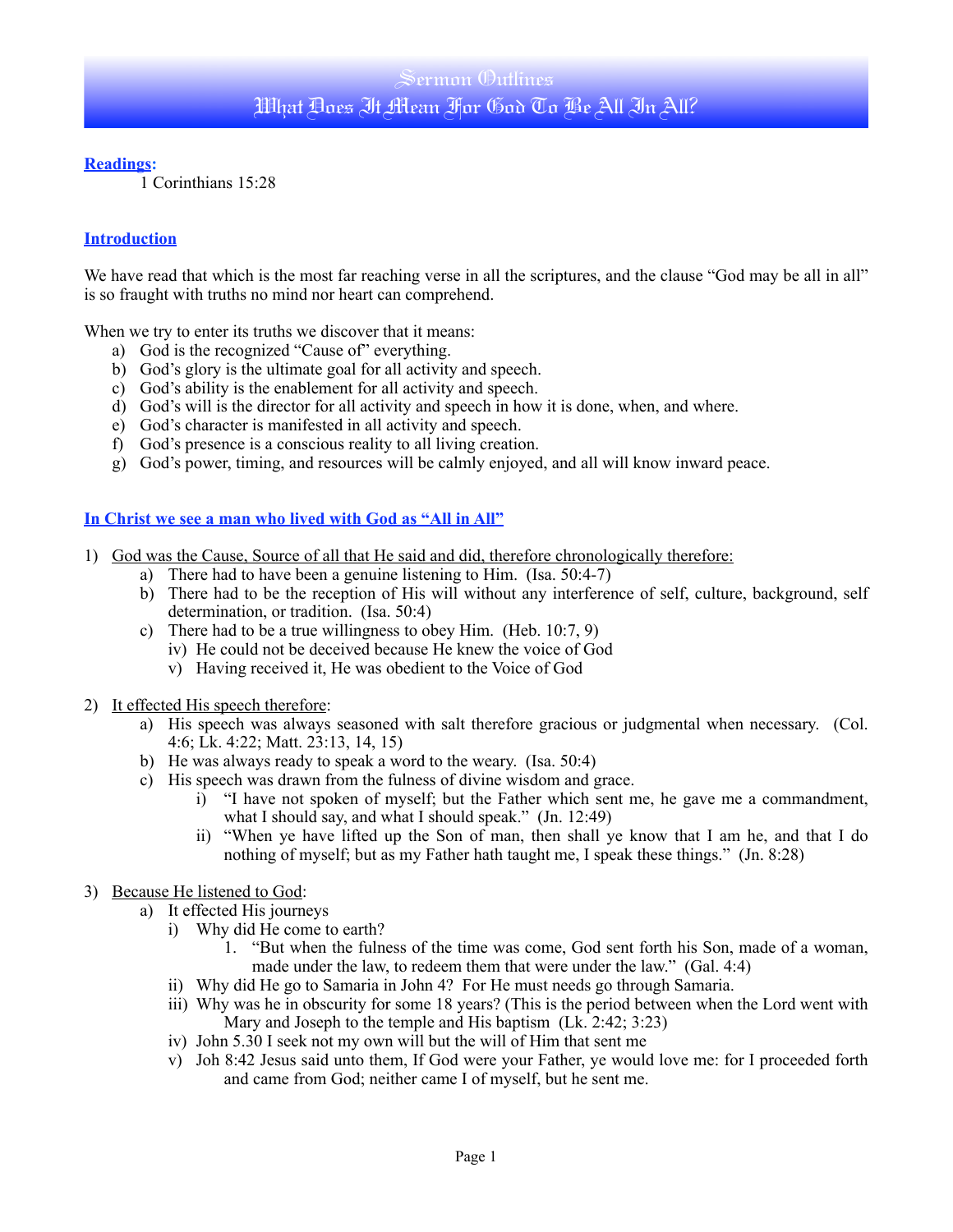# Sermon Outlines

# What Does It Mean For God To Be All In All?

**Readings:**

1 Corinthians 15:28

## Introduction

We have read that which is the most far reaching verse in all the scriptures, and the clause "God may be all in all" is so fraught with truths no mind nor heart can comprehend.

When we try to enter its truths we discover that it means:

a) God is the recognized "Cause of" everything.
b) God's glory is the ultimate goal for all activity and speech.
c) God's ability is the enablement for all activity and speech.
d) God's will is the director for all activity and speech in how it is done, when, and where.
e) God's character is manifested in all activity and speech.
f) God's presence is a conscious reality to all living creation.
g) God's power, timing, and resources will be calmly enjoyed, and all will know inward peace.

## In Christ we see a man who lived with God as "All in All"

1) God was the Cause, Source of all that He said and did, therefore chronologically therefore:
    a) There had to have been a genuine listening to Him. (Isa. 50:4-7)
    b) There had to be the reception of His will without any interference of self, culture, background, self determination, or tradition. (Isa. 50:4)
    c) There had to be a true willingness to obey Him. (Heb. 10:7, 9)
        iv) He could not be deceived because He knew the voice of God
        v) Having received it, He was obedient to the Voice of God

2) It effected His speech therefore:
    a) His speech was always seasoned with salt therefore gracious or judgmental when necessary. (Col. 4:6; Lk. 4:22; Matt. 23:13, 14, 15)
    b) He was always ready to speak a word to the weary. (Isa. 50:4)
    c) His speech was drawn from the fulness of divine wisdom and grace.
        i) "I have not spoken of myself; but the Father which sent me, he gave me a commandment, what I should say, and what I should speak." (Jn. 12:49)
        ii) "When ye have lifted up the Son of man, then shall ye know that I am he, and that I do nothing of myself; but as my Father hath taught me, I speak these things." (Jn. 8:28)

3) Because He listened to God:
    a) It effected His journeys
        i) Why did He come to earth?
            1. "But when the fulness of the time was come, God sent forth his Son, made of a woman, made under the law, to redeem them that were under the law." (Gal. 4:4)
        ii) Why did He go to Samaria in John 4? For He must needs go through Samaria.
        iii) Why was he in obscurity for some 18 years? (This is the period between when the Lord went with Mary and Joseph to the temple and His baptism (Lk. 2:42; 3:23)
        iv) John 5.30 I seek not my own will but the will of Him that sent me
        v) Joh 8:42 Jesus said unto them, If God were your Father, ye would love me: for I proceeded forth and came from God; neither came I of myself, but he sent me.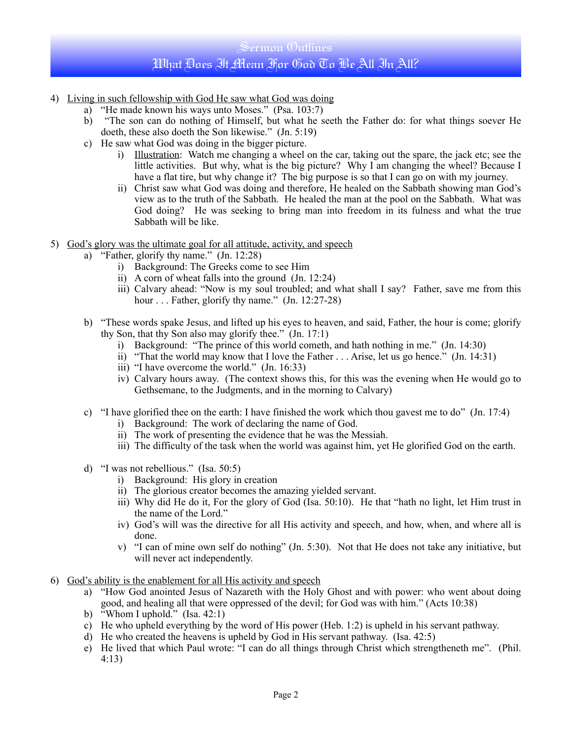4) <u>Living in such fellowship with God He saw what God was doing</u>
   a) "He made known his ways unto Moses." (Psa. 103:7)
   b) "The son can do nothing of Himself, but what he seeth the Father do: for what things soever He doeth, these also doeth the Son likewise." (Jn. 5:19)
   c) He saw what God was doing in the bigger picture.
      i) <u>Illustration</u>: Watch me changing a wheel on the car, taking out the spare, the jack etc; see the little activities. But why, what is the big picture? Why I am changing the wheel? Because I have a flat tire, but why change it? The big purpose is so that I can go on with my journey.
      ii) Christ saw what God was doing and therefore, He healed on the Sabbath showing man God's view as to the truth of the Sabbath. He healed the man at the pool on the Sabbath. What was God doing? He was seeking to bring man into freedom in its fulness and what the true Sabbath will be like.

5) <u>God's glory was the ultimate goal for all attitude, activity, and speech</u>
   a) "Father, glorify thy name." (Jn. 12:28)
      i) Background: The Greeks come to see Him
      ii) A corn of wheat falls into the ground (Jn. 12:24)
      iii) Calvary ahead: "Now is my soul troubled; and what shall I say? Father, save me from this hour . . . Father, glorify thy name." (Jn. 12:27-28)

   b) "These words spake Jesus, and lifted up his eyes to heaven, and said, Father, the hour is come; glorify thy Son, that thy Son also may glorify thee." (Jn. 17:1)
      i) Background: "The prince of this world cometh, and hath nothing in me." (Jn. 14:30)
      ii) "That the world may know that I love the Father . . . Arise, let us go hence." (Jn. 14:31)
      iii) "I have overcome the world." (Jn. 16:33)
      iv) Calvary hours away. (The context shows this, for this was the evening when He would go to Gethsemane, to the Judgments, and in the morning to Calvary)

   c) "I have glorified thee on the earth: I have finished the work which thou gavest me to do" (Jn. 17:4)
      i) Background: The work of declaring the name of God.
      ii) The work of presenting the evidence that he was the Messiah.
      iii) The difficulty of the task when the world was against him, yet He glorified God on the earth.

   d) "I was not rebellious." (Isa. 50:5)
      i) Background: His glory in creation
      ii) The glorious creator becomes the amazing yielded servant.
      iii) Why did He do it, For the glory of God (Isa. 50:10). He that "hath no light, let Him trust in the name of the Lord."
      iv) God's will was the directive for all His activity and speech, and how, when, and where all is done.
      v) "I can of mine own self do nothing" (Jn. 5:30). Not that He does not take any initiative, but will never act independently.

6) <u>God's ability is the enablement for all His activity and speech</u>
   a) "How God anointed Jesus of Nazareth with the Holy Ghost and with power: who went about doing good, and healing all that were oppressed of the devil; for God was with him." (Acts 10:38)
   b) "Whom I uphold." (Isa. 42:1)
   c) He who upheld everything by the word of His power (Heb. 1:2) is upheld in his servant pathway.
   d) He who created the heavens is upheld by God in His servant pathway. (Isa. 42:5)
   e) He lived that which Paul wrote: "I can do all things through Christ which strengtheneth me". (Phil. 4:13)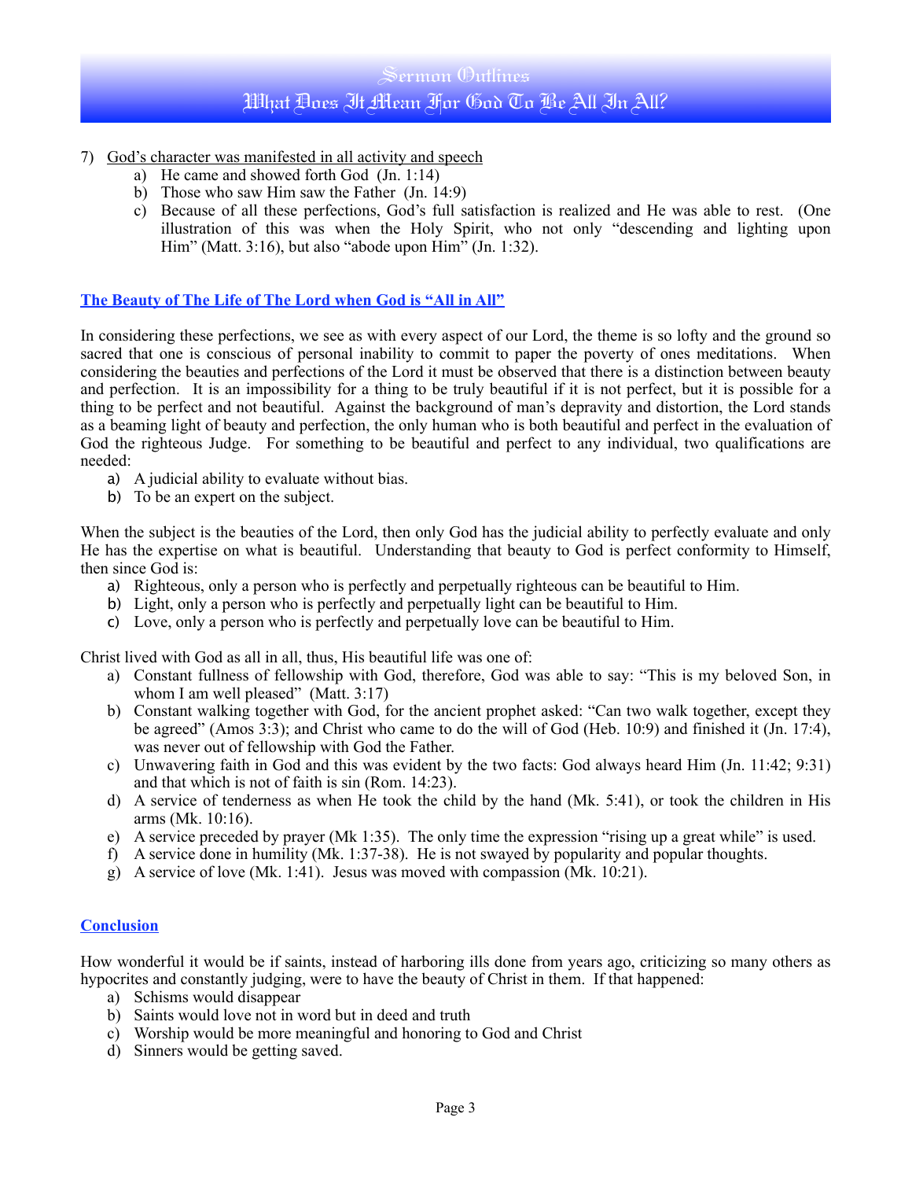7) <u>God's character was manifested in all activity and speech</u>
   a) He came and showed forth God (Jn. 1:14)
   b) Those who saw Him saw the Father (Jn. 14:9)
   c) Because of all these perfections, God's full satisfaction is realized and He was able to rest. (One illustration of this was when the Holy Spirit, who not only "descending and lighting upon Him" (Matt. 3:16), but also "abode upon Him" (Jn. 1:32).

## The Beauty of The Life of The Lord when God is "All in All"

In considering these perfections, we see as with every aspect of our Lord, the theme is so lofty and the ground so sacred that one is conscious of personal inability to commit to paper the poverty of ones meditations. When considering the beauties and perfections of the Lord it must be observed that there is a distinction between beauty and perfection. It is an impossibility for a thing to be truly beautiful if it is not perfect, but it is possible for a thing to be perfect and not beautiful. Against the background of man's depravity and distortion, the Lord stands as a beaming light of beauty and perfection, the only human who is both beautiful and perfect in the evaluation of God the righteous Judge. For something to be beautiful and perfect to any individual, two qualifications are needed:

a) A judicial ability to evaluate without bias.
b) To be an expert on the subject.

When the subject is the beauties of the Lord, then only God has the judicial ability to perfectly evaluate and only He has the expertise on what is beautiful. Understanding that beauty to God is perfect conformity to Himself, then since God is:

a) Righteous, only a person who is perfectly and perpetually righteous can be beautiful to Him.
b) Light, only a person who is perfectly and perpetually light can be beautiful to Him.
c) Love, only a person who is perfectly and perpetually love can be beautiful to Him.

Christ lived with God as all in all, thus, His beautiful life was one of:

a) Constant fullness of fellowship with God, therefore, God was able to say: "This is my beloved Son, in whom I am well pleased" (Matt. 3:17)
b) Constant walking together with God, for the ancient prophet asked: "Can two walk together, except they be agreed" (Amos 3:3); and Christ who came to do the will of God (Heb. 10:9) and finished it (Jn. 17:4), was never out of fellowship with God the Father.
c) Unwavering faith in God and this was evident by the two facts: God always heard Him (Jn. 11:42; 9:31) and that which is not of faith is sin (Rom. 14:23).
d) A service of tenderness as when He took the child by the hand (Mk. 5:41), or took the children in His arms (Mk. 10:16).
e) A service preceded by prayer (Mk 1:35). The only time the expression "rising up a great while" is used.
f) A service done in humility (Mk. 1:37-38). He is not swayed by popularity and popular thoughts.
g) A service of love (Mk. 1:41). Jesus was moved with compassion (Mk. 10:21).

## Conclusion

How wonderful it would be if saints, instead of harboring ills done from years ago, criticizing so many others as hypocrites and constantly judging, were to have the beauty of Christ in them. If that happened:

a) Schisms would disappear
b) Saints would love not in word but in deed and truth
c) Worship would be more meaningful and honoring to God and Christ
d) Sinners would be getting saved.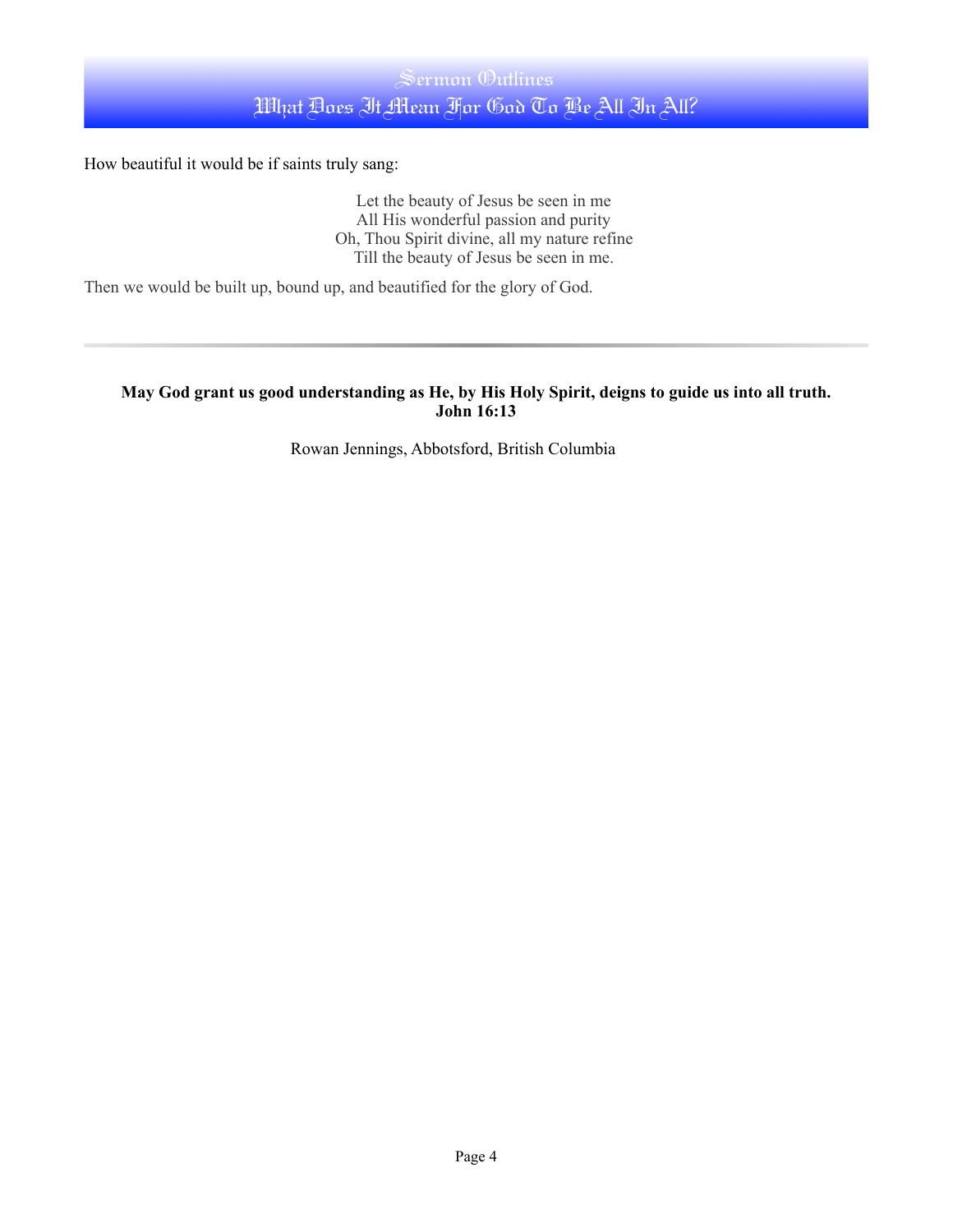How beautiful it would be if saints truly sang:

Let the beauty of Jesus be seen in me  
All His wonderful passion and purity  
Oh, Thou Spirit divine, all my nature refine  
Till the beauty of Jesus be seen in me.

Then we would be built up, bound up, and beautified for the glory of God.

---

**May God grant us good understanding as He, by His Holy Spirit, deigns to guide us into all truth. John 16:13**

Rowan Jennings, Abbotsford, British Columbia